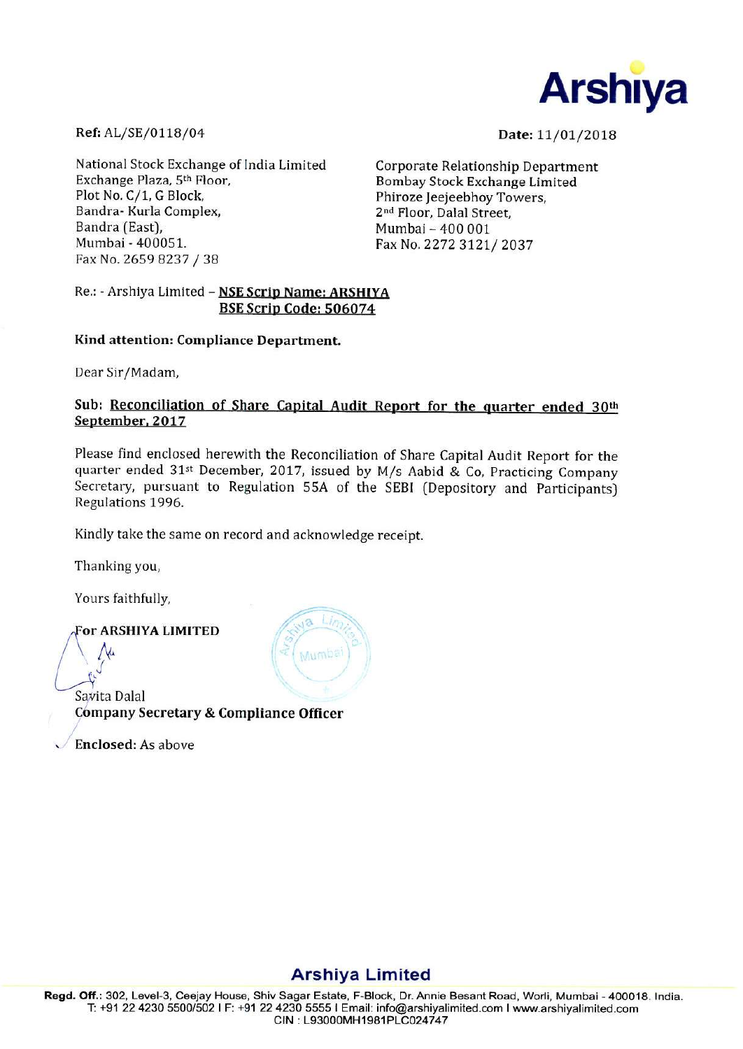Arshiya

**Ref:** AL/SE/0118/04

**Date:** 11/01/2018

National Stock Exchange of India Limited
Exchange Plaza, 5th Floor,
Plot No. C/1, G Block,
Bandra- Kurla Complex,
Bandra (East),
Mumbai - 400051.
Fax No. 2659 8237 / 38

Corporate Relationship Department
Bombay Stock Exchange Limited
Phiroze Jeejeebhoy Towers,
2nd Floor, Dalal Street,
Mumbai – 400 001
Fax No. 2272 3121/ 2037

Re.: - Arshiya Limited – **NSE Scrip Name: ARSHIYA**
**BSE Scrip Code: 506074**

**Kind attention: Compliance Department.**

Dear Sir/Madam,

**Sub: Reconciliation of Share Capital Audit Report for the quarter ended 30th September, 2017**

Please find enclosed herewith the Reconciliation of Share Capital Audit Report for the quarter ended 31st December, 2017, issued by M/s Aabid & Co, Practicing Company Secretary, pursuant to Regulation 55A of the SEBI (Depository and Participants) Regulations 1996.

Kindly take the same on record and acknowledge receipt.

Thanking you,

Yours faithfully,

**For ARSHIYA LIMITED**

Savita Dalal
**Company Secretary & Compliance Officer**

**Enclosed:** As above

**Arshiya Limited**

**Regd. Off.:** 302, Level-3, Ceejay House, Shiv Sagar Estate, F-Block, Dr. Annie Besant Road, Worli, Mumbai - 400018. India.
T: +91 22 4230 5500/502 I F: +91 22 4230 5555 I Email: info@arshiyalimited.com I www.arshiyalimited.com
CIN : L93000MH1981PLC024747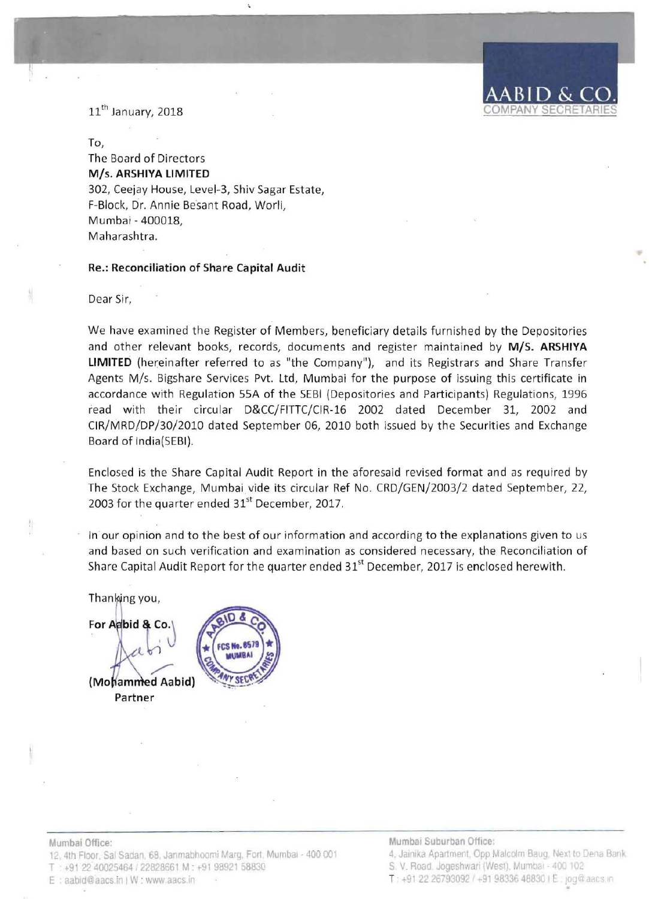AABID & CO.
COMPANY SECRETARIES

11th January, 2018

To,
The Board of Directors
**M/s. ARSHIYA LIMITED**
302, Ceejay House, Level-3, Shiv Sagar Estate,
F-Block, Dr. Annie Besant Road, Worli,
Mumbai - 400018,
Maharashtra.

**Re.: Reconciliation of Share Capital Audit**

Dear Sir,

We have examined the Register of Members, beneficiary details furnished by the Depositories and other relevant books, records, documents and register maintained by **M/S. ARSHIYA LIMITED** (hereinafter referred to as "the Company"), and its Registrars and Share Transfer Agents M/s. Bigshare Services Pvt. Ltd, Mumbai for the purpose of issuing this certificate in accordance with Regulation 55A of the SEBI (Depositories and Participants) Regulations, 1996 read with their circular D&CC/FITTC/CIR-16 2002 dated December 31, 2002 and CIR/MRD/DP/30/2010 dated September 06, 2010 both issued by the Securities and Exchange Board of India(SEBI).

Enclosed is the Share Capital Audit Report in the aforesaid revised format and as required by The Stock Exchange, Mumbai vide its circular Ref No. CRD/GEN/2003/2 dated September, 22, 2003 for the quarter ended 31st December, 2017.

In our opinion and to the best of our information and according to the explanations given to us and based on such verification and examination as considered necessary, the Reconciliation of Share Capital Audit Report for the quarter ended 31st December, 2017 is enclosed herewith.

Thanking you,

**For Aabid & Co.**

**(Mohammed Aabid)**
Partner

Mumbai Office:
12, 4th Floor, Sai Sadan, 68, Janmabhoomi Marg, Fort, Mumbai - 400 001
T : +91 22 40025464 / 22828661 M : +91 98921 58830
E : aabid@aacs.in | W : www.aacs.in

Mumbai Suburban Office:
4, Jainika Apartment, Opp Malcolm Baug, Next to Dena Bank
S. V. Road, Jogeshwari (West), Mumbai - 400 102
T : +91 22 26793092 / +91 98336 48830 | E : jog@aacs.in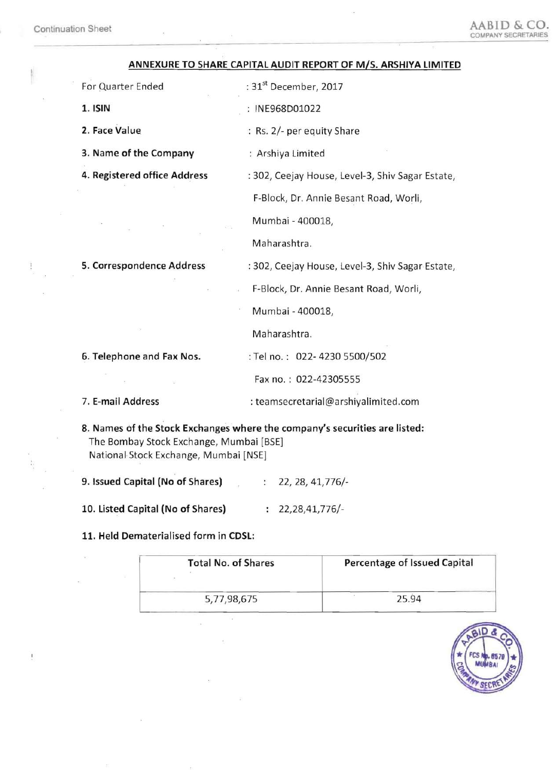## ANNEXURE TO SHARE CAPITAL AUDIT REPORT OF M/S. ARSHIYA LIMITED

For Quarter Ended : 31st December, 2017

**1. ISIN** : INE968D01022

**2. Face Value** : Rs. 2/- per equity Share

**3. Name of the Company** : Arshiya Limited

**4. Registered office Address** : 302, Ceejay House, Level-3, Shiv Sagar Estate, F-Block, Dr. Annie Besant Road, Worli, Mumbai - 400018, Maharashtra.

**5. Correspondence Address** : 302, Ceejay House, Level-3, Shiv Sagar Estate, F-Block, Dr. Annie Besant Road, Worli, Mumbai - 400018, Maharashtra.

**6. Telephone and Fax Nos.** : Tel no. : 022- 4230 5500/502

Fax no. : 022-42305555

**7. E-mail Address** : teamsecretarial@arshiyalimited.com

**8. Names of the Stock Exchanges where the company's securities are listed:**

The Bombay Stock Exchange, Mumbai [BSE]

National Stock Exchange, Mumbai [NSE]

**9. Issued Capital (No of Shares)** : 22, 28, 41,776/-

**10. Listed Capital (No of Shares)** : 22,28,41,776/-

**11. Held Dematerialised form in CDSL:**

| Total No. of Shares | Percentage of Issued Capital |
|---|---|
| 5,77,98,675 | 25.94 |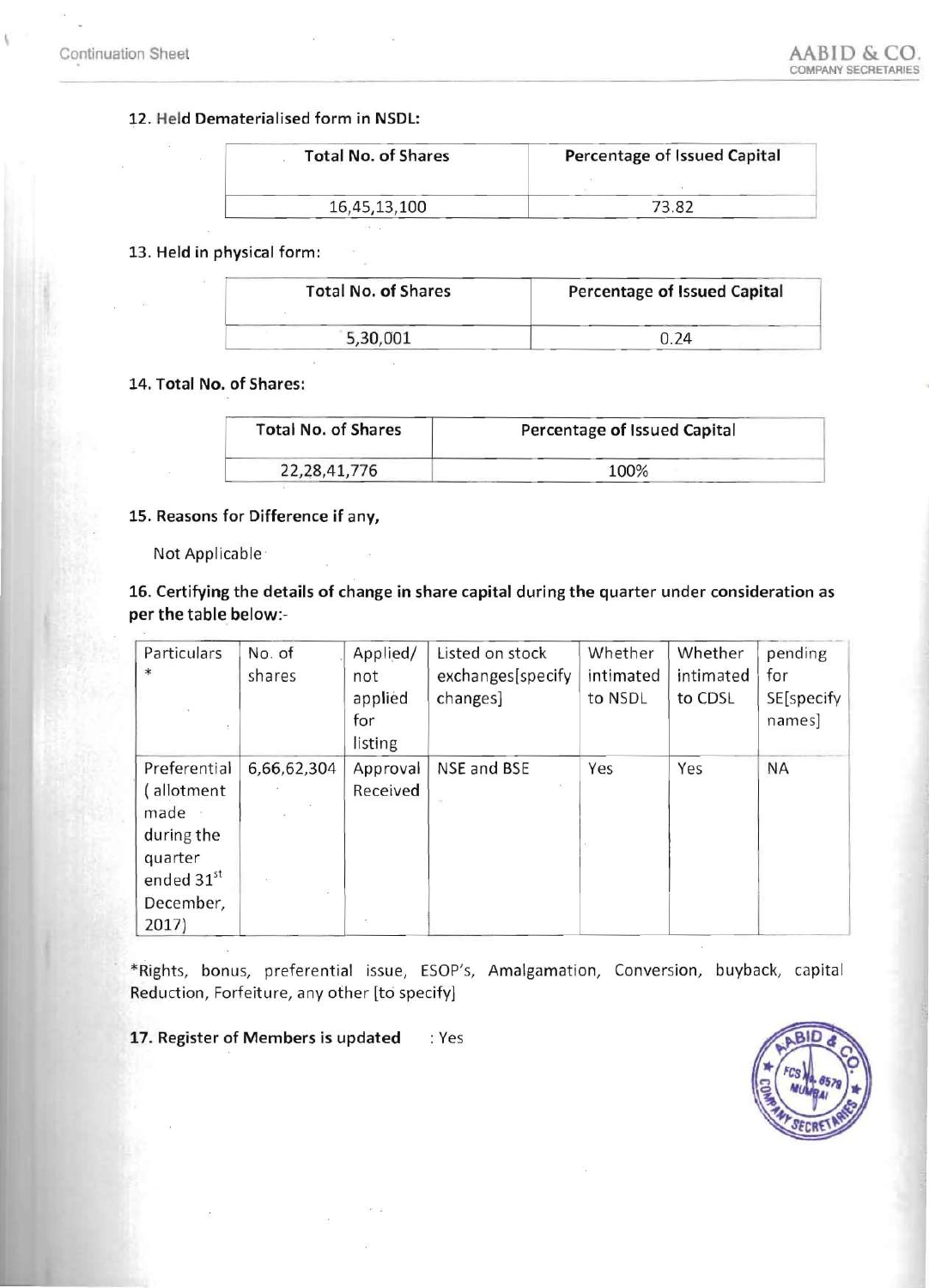12. **Held Dematerialised form in NSDL:**

| Total No. of Shares | Percentage of Issued Capital |
|---|---|
| 16,45,13,100 | 73.82 |

13. **Held in physical form:**

| Total No. of Shares | Percentage of Issued Capital |
|---|---|
| 5,30,001 | 0.24 |

14. **Total No. of Shares:**

| Total No. of Shares | Percentage of Issued Capital |
|---|---|
| 22,28,41,776 | 100% |

15. **Reasons for Difference if any,**

Not Applicable

16. **Certifying the details of change in share capital during the quarter under consideration as per the table below:-**

| Particulars * | No. of shares | Applied/ not applied for listing | Listed on stock exchanges[specify changes] | Whether intimated to NSDL | Whether intimated to CDSL | pending for SE[specify names] |
|---|---|---|---|---|---|---|
| Preferential ( allotment made during the quarter ended 31st December, 2017) | 6,66,62,304 | Approval Received | NSE and BSE | Yes | Yes | NA |

*Rights, bonus, preferential issue, ESOP's, Amalgamation, Conversion, buyback, capital Reduction, Forfeiture, any other [to specify]

17. **Register of Members is updated** : Yes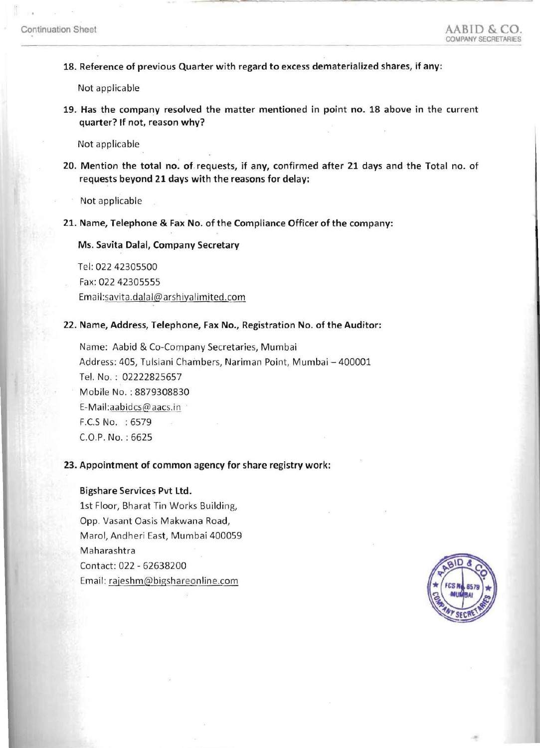18. **Reference of previous Quarter with regard to excess dematerialized shares, if any:**

    Not applicable

19. **Has the company resolved the matter mentioned in point no. 18 above in the current quarter? If not, reason why?**

    Not applicable

20. **Mention the total no. of requests, if any, confirmed after 21 days and the Total no. of requests beyond 21 days with the reasons for delay:**

    Not applicable

21. **Name, Telephone & Fax No. of the Compliance Officer of the company:**

    **Ms. Savita Dalal, Company Secretary**

    Tel: 022 42305500
    Fax: 022 42305555
    Email:savita.dalal@arshiyalimited.com

22. **Name, Address, Telephone, Fax No., Registration No. of the Auditor:**

    Name: Aabid & Co-Company Secretaries, Mumbai
    Address: 405, Tulsiani Chambers, Nariman Point, Mumbai – 400001
    Tel. No. : 02222825657
    Mobile No. : 8879308830
    E-Mail:aabidcs@aacs.in
    F.C.S No. : 6579
    C.O.P. No. : 6625

23. **Appointment of common agency for share registry work:**

    **Bigshare Services Pvt Ltd.**
    1st Floor, Bharat Tin Works Building,
    Opp. Vasant Oasis Makwana Road,
    Marol, Andheri East, Mumbai 400059
    Maharashtra
    Contact: 022 - 62638200
    Email: rajeshm@bigshareonline.com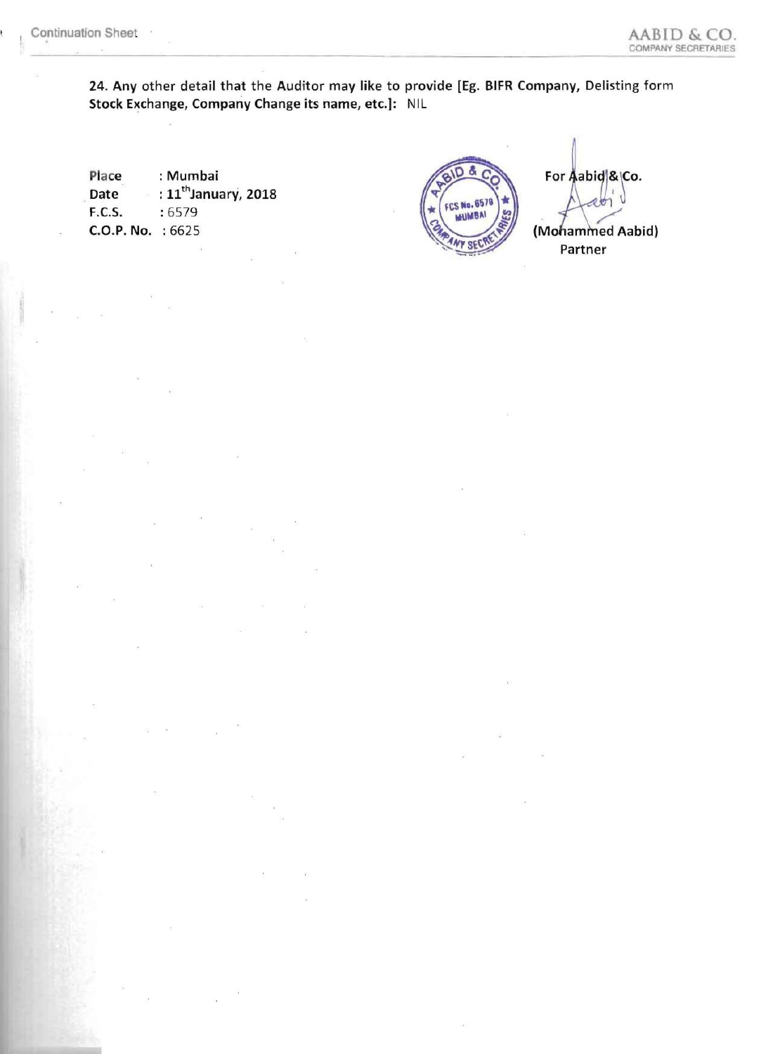24. Any other detail that the Auditor may like to provide [Eg. **BIFR Company, Delisting form Stock Exchange, Company Change its name, etc.]:** NIL

**Place** : Mumbai
**Date** : 11th January, 2018
**F.C.S.** : 6579
**C.O.P. No.** : 6625

**For Aabid & Co.**

**(Mohammed Aabid)**
Partner